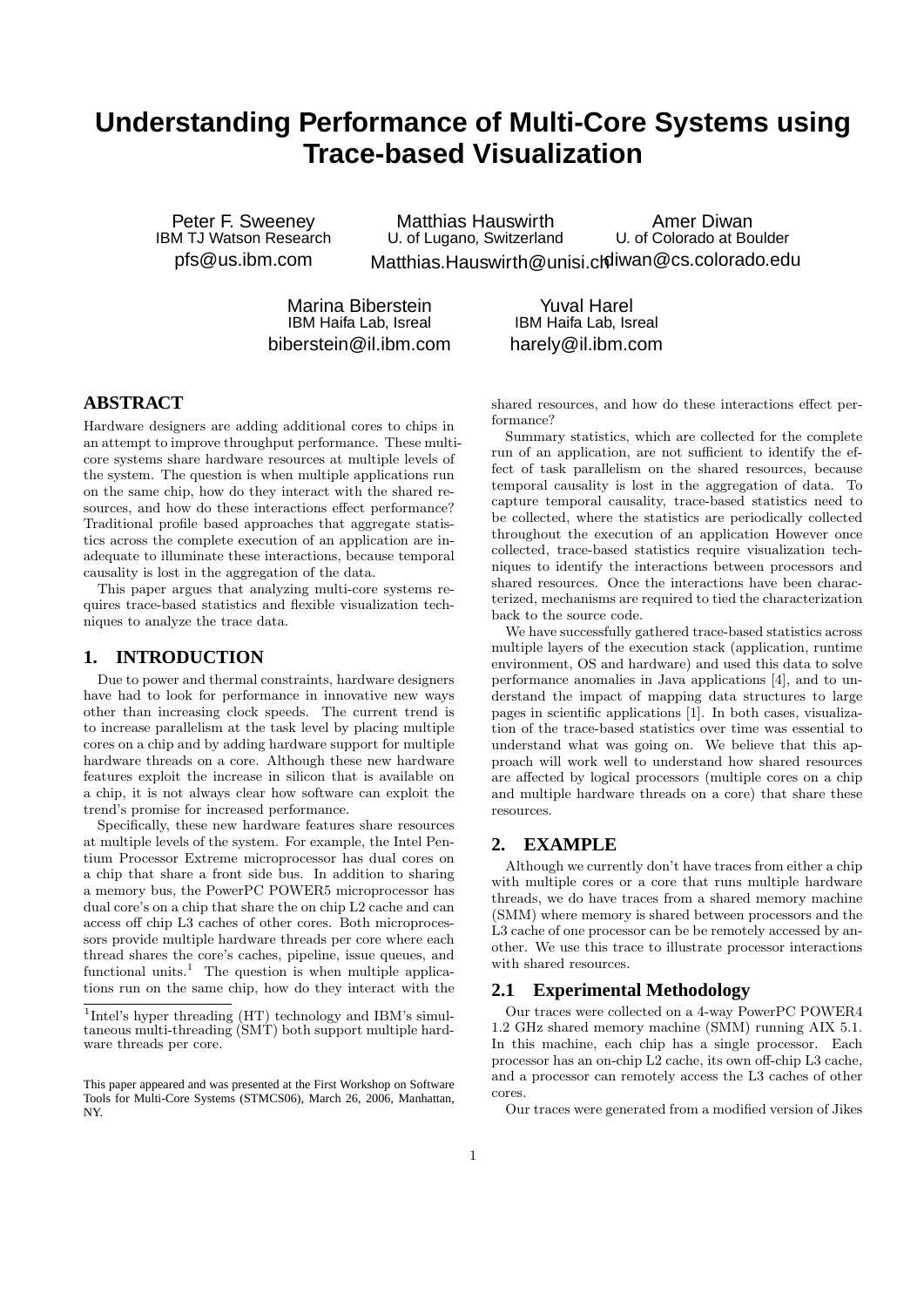# Understanding Performance of Multi-Core Systems using Trace-based Visualization

Peter F. Sweeney
IBM TJ Watson Research
pfs@us.ibm.com

Matthias Hauswirth
U. of Lugano, Switzerland
Matthias.Hauswirth@unisi.ch

Amer Diwan
U. of Colorado at Boulder
diwan@cs.colorado.edu

Marina Biberstein
IBM Haifa Lab, Isreal
biberstein@il.ibm.com

Yuval Harel
IBM Haifa Lab, Isreal
harely@il.ibm.com

## ABSTRACT

Hardware designers are adding additional cores to chips in an attempt to improve throughput performance. These multi-core systems share hardware resources at multiple levels of the system. The question is when multiple applications run on the same chip, how do they interact with the shared resources, and how do these interactions effect performance? Traditional profile based approaches that aggregate statistics across the complete execution of an application are inadequate to illuminate these interactions, because temporal causality is lost in the aggregation of the data.

This paper argues that analyzing multi-core systems requires trace-based statistics and flexible visualization techniques to analyze the trace data.

## 1. INTRODUCTION

Due to power and thermal constraints, hardware designers have had to look for performance in innovative new ways other than increasing clock speeds. The current trend is to increase parallelism at the task level by placing multiple cores on a chip and by adding hardware support for multiple hardware threads on a core. Although these new hardware features exploit the increase in silicon that is available on a chip, it is not always clear how software can exploit the trend's promise for increased performance.

Specifically, these new hardware features share resources at multiple levels of the system. For example, the Intel Pentium Processor Extreme microprocessor has dual cores on a chip that share a front side bus. In addition to sharing a memory bus, the PowerPC POWER5 microprocessor has dual core's on a chip that share the on chip L2 cache and can access off chip L3 caches of other cores. Both microprocessors provide multiple hardware threads per core where each thread shares the core's caches, pipeline, issue queues, and functional units.[1] The question is when multiple applications run on the same chip, how do they interact with the shared resources, and how do these interactions effect performance?

Summary statistics, which are collected for the complete run of an application, are not sufficient to identify the effect of task parallelism on the shared resources, because temporal causality is lost in the aggregation of data. To capture temporal causality, trace-based statistics need to be collected, where the statistics are periodically collected throughout the execution of an application However once collected, trace-based statistics require visualization techniques to identify the interactions between processors and shared resources. Once the interactions have been characterized, mechanisms are required to tied the characterization back to the source code.

We have successfully gathered trace-based statistics across multiple layers of the execution stack (application, runtime environment, OS and hardware) and used this data to solve performance anomalies in Java applications [4], and to understand the impact of mapping data structures to large pages in scientific applications [1]. In both cases, visualization of the trace-based statistics over time was essential to understand what was going on. We believe that this approach will work well to understand how shared resources are affected by logical processors (multiple cores on a chip and multiple hardware threads on a core) that share these resources.

## 2. EXAMPLE

Although we currently don't have traces from either a chip with multiple cores or a core that runs multiple hardware threads, we do have traces from a shared memory machine (SMM) where memory is shared between processors and the L3 cache of one processor can be be remotely accessed by another. We use this trace to illustrate processor interactions with shared resources.

### 2.1 Experimental Methodology

Our traces were collected on a 4-way PowerPC POWER4 1.2 GHz shared memory machine (SMM) running AIX 5.1. In this machine, each chip has a single processor. Each processor has an on-chip L2 cache, its own off-chip L3 cache, and a processor can remotely access the L3 caches of other cores.

Our traces were generated from a modified version of Jikes

[1] Intel's hyper threading (HT) technology and IBM's simultaneous multi-threading (SMT) both support multiple hardware threads per core.

This paper appeared and was presented at the First Workshop on Software Tools for Multi-Core Systems (STMCS06), March 26, 2006, Manhattan, NY.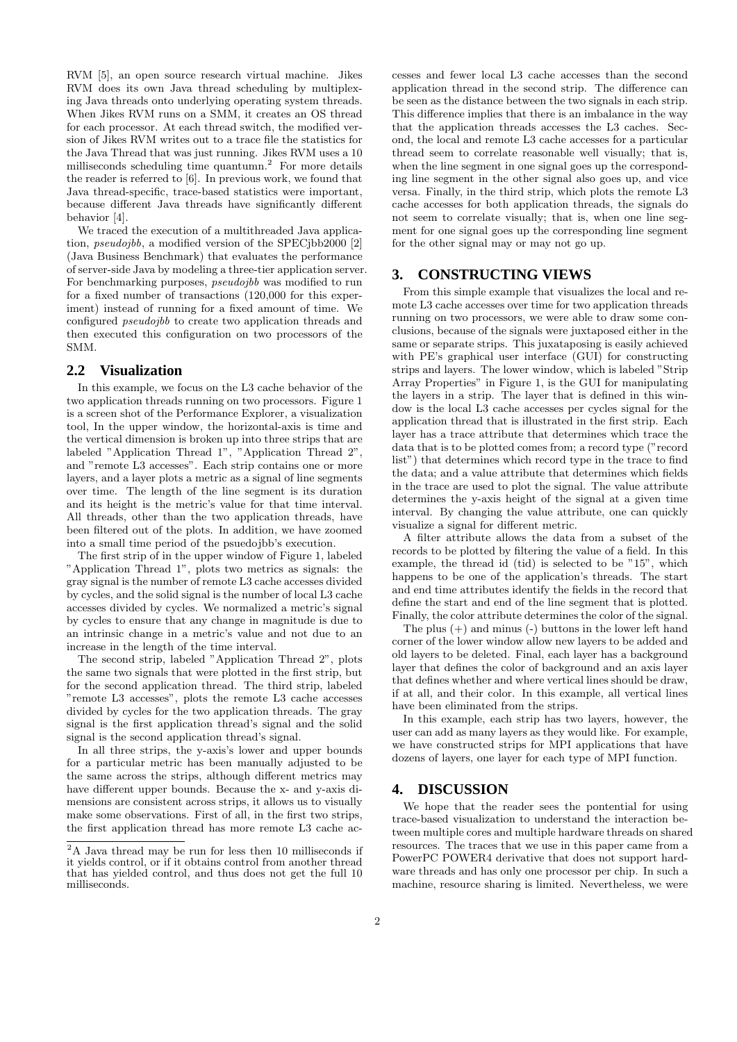RVM [5], an open source research virtual machine. Jikes RVM does its own Java thread scheduling by multiplexing Java threads onto underlying operating system threads. When Jikes RVM runs on a SMM, it creates an OS thread for each processor. At each thread switch, the modified version of Jikes RVM writes out to a trace file the statistics for the Java Thread that was just running. Jikes RVM uses a 10 milliseconds scheduling time quantumn.[2] For more details the reader is referred to [6]. In previous work, we found that Java thread-specific, trace-based statistics were important, because different Java threads have significantly different behavior [4].

We traced the execution of a multithreaded Java application, *pseudojbb*, a modified version of the SPECjbb2000 [2] (Java Business Benchmark) that evaluates the performance of server-side Java by modeling a three-tier application server. For benchmarking purposes, *pseudojbb* was modified to run for a fixed number of transactions (120,000 for this experiment) instead of running for a fixed amount of time. We configured *pseudojbb* to create two application threads and then executed this configuration on two processors of the SMM.

## 2.2 Visualization

In this example, we focus on the L3 cache behavior of the two application threads running on two processors. Figure 1 is a screen shot of the Performance Explorer, a visualization tool, In the upper window, the horizontal-axis is time and the vertical dimension is broken up into three strips that are labeled "Application Thread 1", "Application Thread 2", and "remote L3 accesses". Each strip contains one or more layers, and a layer plots a metric as a signal of line segments over time. The length of the line segment is its duration and its height is the metric's value for that time interval. All threads, other than the two application threads, have been filtered out of the plots. In addition, we have zoomed into a small time period of the psuedojbb's execution.

The first strip of in the upper window of Figure 1, labeled "Application Thread 1", plots two metrics as signals: the gray signal is the number of remote L3 cache accesses divided by cycles, and the solid signal is the number of local L3 cache accesses divided by cycles. We normalized a metric's signal by cycles to ensure that any change in magnitude is due to an intrinsic change in a metric's value and not due to an increase in the length of the time interval.

The second strip, labeled "Application Thread 2", plots the same two signals that were plotted in the first strip, but for the second application thread. The third strip, labeled "remote L3 accesses", plots the remote L3 cache accesses divided by cycles for the two application threads. The gray signal is the first application thread's signal and the solid signal is the second application thread's signal.

In all three strips, the y-axis's lower and upper bounds for a particular metric has been manually adjusted to be the same across the strips, although different metrics may have different upper bounds. Because the x- and y-axis dimensions are consistent across strips, it allows us to visually make some observations. First of all, in the first two strips, the first application thread has more remote L3 cache accesses and fewer local L3 cache accesses than the second application thread in the second strip. The difference can be seen as the distance between the two signals in each strip. This difference implies that there is an imbalance in the way that the application threads accesses the L3 caches. Second, the local and remote L3 cache accesses for a particular thread seem to correlate reasonable well visually; that is, when the line segment in one signal goes up the corresponding line segment in the other signal also goes up, and vice versa. Finally, in the third strip, which plots the remote L3 cache accesses for both application threads, the signals do not seem to correlate visually; that is, when one line segment for one signal goes up the corresponding line segment for the other signal may or may not go up.

# 3. CONSTRUCTING VIEWS

From this simple example that visualizes the local and remote L3 cache accesses over time for two application threads running on two processors, we were able to draw some conclusions, because of the signals were juxtaposed either in the same or separate strips. This juxataposing is easily achieved with PE's graphical user interface (GUI) for constructing strips and layers. The lower window, which is labeled "Strip Array Properties" in Figure 1, is the GUI for manipulating the layers in a strip. The layer that is defined in this window is the local L3 cache accesses per cycles signal for the application thread that is illustrated in the first strip. Each layer has a trace attribute that determines which trace the data that is to be plotted comes from; a record type ("record list") that determines which record type in the trace to find the data; and a value attribute that determines which fields in the trace are used to plot the signal. The value attribute determines the y-axis height of the signal at a given time interval. By changing the value attribute, one can quickly visualize a signal for different metric.

A filter attribute allows the data from a subset of the records to be plotted by filtering the value of a field. In this example, the thread id (tid) is selected to be "15", which happens to be one of the application's threads. The start and end time attributes identify the fields in the record that define the start and end of the line segment that is plotted. Finally, the color attribute determines the color of the signal.

The plus (+) and minus (-) buttons in the lower left hand corner of the lower window allow new layers to be added and old layers to be deleted. Final, each layer has a background layer that defines the color of background and an axis layer that defines whether and where vertical lines should be draw, if at all, and their color. In this example, all vertical lines have been eliminated from the strips.

In this example, each strip has two layers, however, the user can add as many layers as they would like. For example, we have constructed strips for MPI applications that have dozens of layers, one layer for each type of MPI function.

# 4. DISCUSSION

We hope that the reader sees the pontential for using trace-based visualization to understand the interaction between multiple cores and multiple hardware threads on shared resources. The traces that we use in this paper came from a PowerPC POWER4 derivative that does not support hardware threads and has only one processor per chip. In such a machine, resource sharing is limited. Nevertheless, we were

[2] A Java thread may be run for less then 10 milliseconds if it yields control, or if it obtains control from another thread that has yielded control, and thus does not get the full 10 milliseconds.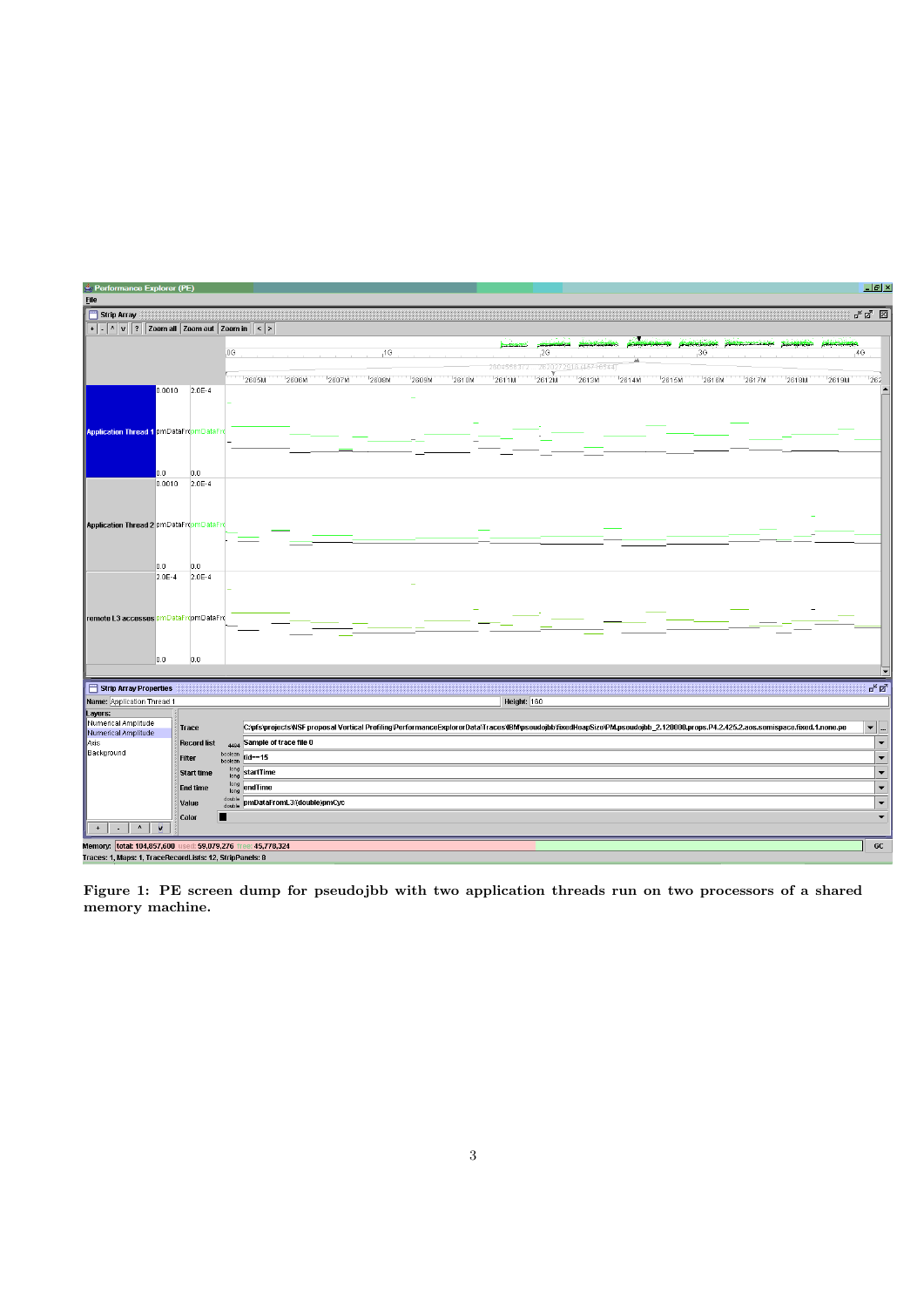Figure 1: PE screen dump for pseudojbb with two application threads run on two processors of a shared memory machine.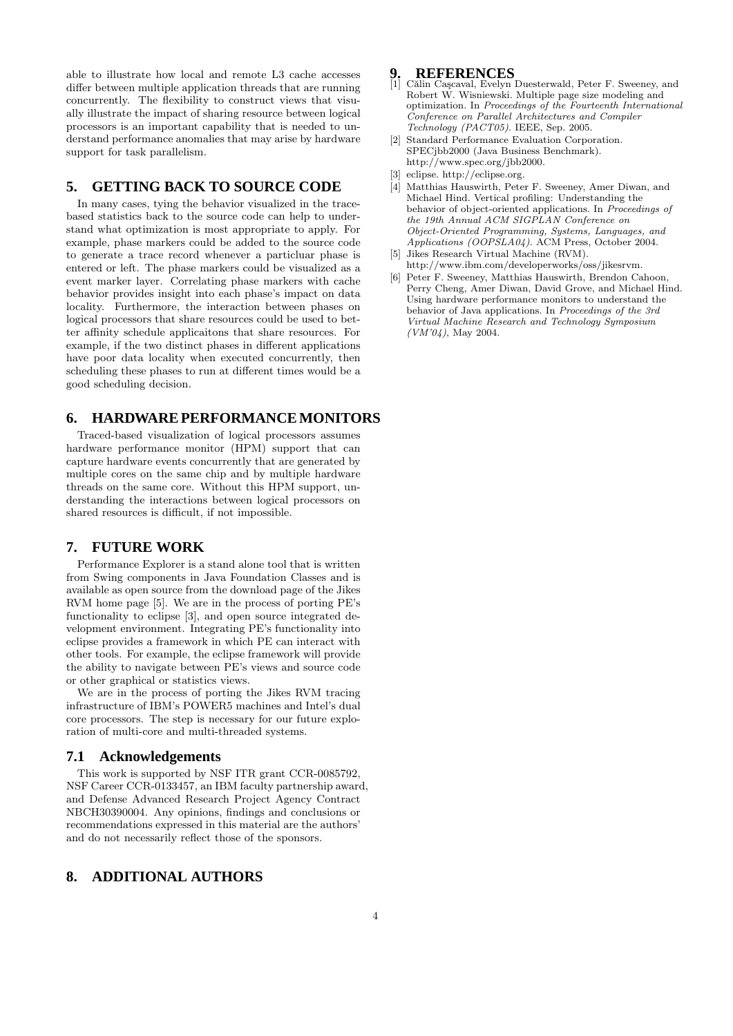able to illustrate how local and remote L3 cache accesses differ between multiple application threads that are running concurrently. The flexibility to construct views that visually illustrate the impact of sharing resource between logical processors is an important capability that is needed to understand performance anomalies that may arise by hardware support for task parallelism.

## 5. GETTING BACK TO SOURCE CODE

In many cases, tying the behavior visualized in the trace-based statistics back to the source code can help to understand what optimization is most appropriate to apply. For example, phase markers could be added to the source code to generate a trace record whenever a particluar phase is entered or left. The phase markers could be visualized as a event marker layer. Correlating phase markers with cache behavior provides insight into each phase's impact on data locality. Furthermore, the interaction between phases on logical processors that share resources could be used to better affinity schedule applicaitons that share resources. For example, if the two distinct phases in different applications have poor data locality when executed concurrently, then scheduling these phases to run at different times would be a good scheduling decision.

## 6. HARDWARE PERFORMANCE MONITORS

Traced-based visualization of logical processors assumes hardware performance monitor (HPM) support that can capture hardware events concurrently that are generated by multiple cores on the same chip and by multiple hardware threads on the same core. Without this HPM support, understanding the interactions between logical processors on shared resources is difficult, if not impossible.

## 7. FUTURE WORK

Performance Explorer is a stand alone tool that is written from Swing components in Java Foundation Classes and is available as open source from the download page of the Jikes RVM home page [5]. We are in the process of porting PE's functionality to eclipse [3], and open source integrated development environment. Integrating PE's functionality into eclipse provides a framework in which PE can interact with other tools. For example, the eclipse framework will provide the ability to navigate between PE's views and source code or other graphical or statistics views.

We are in the process of porting the Jikes RVM tracing infrastructure of IBM's POWER5 machines and Intel's dual core processors. The step is necessary for our future exploration of multi-core and multi-threaded systems.

### 7.1 Acknowledgements

This work is supported by NSF ITR grant CCR-0085792, NSF Career CCR-0133457, an IBM faculty partnership award, and Defense Advanced Research Project Agency Contract NBCH30390004. Any opinions, findings and conclusions or recommendations expressed in this material are the authors' and do not necessarily reflect those of the sponsors.

## 8. ADDITIONAL AUTHORS

## 9. REFERENCES

[1] Călin Caşcaval, Evelyn Duesterwald, Peter F. Sweeney, and Robert W. Wisniewski. Multiple page size modeling and optimization. In *Proceedings of the Fourteenth International Conference on Parallel Architectures and Compiler Technology (PACT05)*. IEEE, Sep. 2005.

[2] Standard Performance Evaluation Corporation. SPECjbb2000 (Java Business Benchmark). http://www.spec.org/jbb2000.

[3] eclipse. http://eclipse.org.

[4] Matthias Hauswirth, Peter F. Sweeney, Amer Diwan, and Michael Hind. Vertical profiling: Understanding the behavior of object-oriented applications. In *Proceedings of the 19th Annual ACM SIGPLAN Conference on Object-Oriented Programming, Systems, Languages, and Applications (OOPSLA04)*. ACM Press, October 2004.

[5] Jikes Research Virtual Machine (RVM). http://www.ibm.com/developerworks/oss/jikesrvm.

[6] Peter F. Sweeney, Matthias Hauswirth, Brendon Cahoon, Perry Cheng, Amer Diwan, David Grove, and Michael Hind. Using hardware performance monitors to understand the behavior of Java applications. In *Proceedings of the 3rd Virtual Machine Research and Technology Symposium (VM'04)*, May 2004.